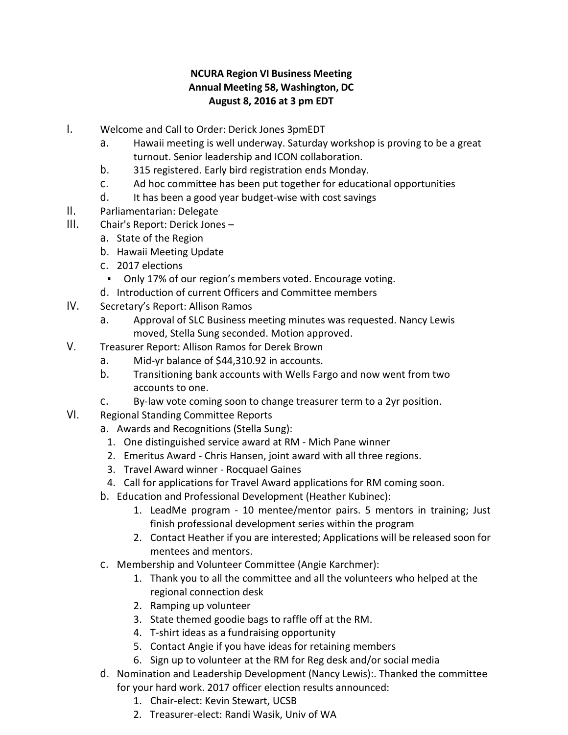**NCURA Region VI Business Meeting**
**Annual Meeting 58, Washington, DC**
**August 8, 2016 at 3 pm EDT**

I. Welcome and Call to Order: Derick Jones 3pmEDT
   a. Hawaii meeting is well underway. Saturday workshop is proving to be a great turnout. Senior leadership and ICON collaboration.
   b. 315 registered. Early bird registration ends Monday.
   c. Ad hoc committee has been put together for educational opportunities
   d. It has been a good year budget-wise with cost savings

II. Parliamentarian: Delegate

III. Chair's Report: Derick Jones –
   a. State of the Region
   b. Hawaii Meeting Update
   c. 2017 elections
      - Only 17% of our region's members voted. Encourage voting.
   d. Introduction of current Officers and Committee members

IV. Secretary's Report: Allison Ramos
   a. Approval of SLC Business meeting minutes was requested. Nancy Lewis moved, Stella Sung seconded. Motion approved.

V. Treasurer Report: Allison Ramos for Derek Brown
   a. Mid-yr balance of $44,310.92 in accounts.
   b. Transitioning bank accounts with Wells Fargo and now went from two accounts to one.
   c. By-law vote coming soon to change treasurer term to a 2yr position.

VI. Regional Standing Committee Reports
   a. Awards and Recognitions (Stella Sung):
      1. One distinguished service award at RM - Mich Pane winner
      2. Emeritus Award - Chris Hansen, joint award with all three regions.
      3. Travel Award winner - Rocquael Gaines
      4. Call for applications for Travel Award applications for RM coming soon.
   b. Education and Professional Development (Heather Kubinec):
      1. LeadMe program - 10 mentee/mentor pairs. 5 mentors in training; Just finish professional development series within the program
      2. Contact Heather if you are interested; Applications will be released soon for mentees and mentors.
   c. Membership and Volunteer Committee (Angie Karchmer):
      1. Thank you to all the committee and all the volunteers who helped at the regional connection desk
      2. Ramping up volunteer
      3. State themed goodie bags to raffle off at the RM.
      4. T-shirt ideas as a fundraising opportunity
      5. Contact Angie if you have ideas for retaining members
      6. Sign up to volunteer at the RM for Reg desk and/or social media
   d. Nomination and Leadership Development (Nancy Lewis):. Thanked the committee for your hard work. 2017 officer election results announced:
      1. Chair-elect: Kevin Stewart, UCSB
      2. Treasurer-elect: Randi Wasik, Univ of WA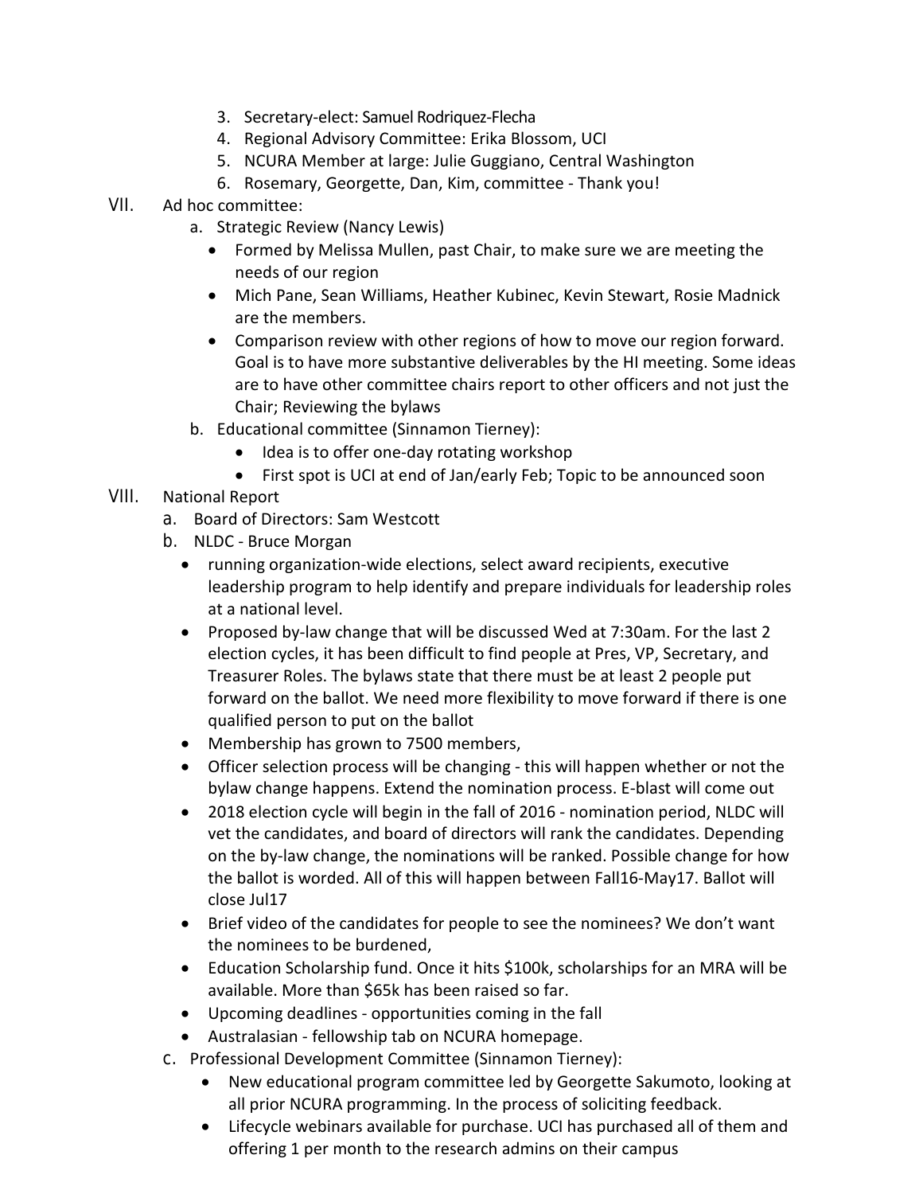3. Secretary-elect: Samuel Rodriquez-Flecha
4. Regional Advisory Committee: Erika Blossom, UCI
5. NCURA Member at large: Julie Guggiano, Central Washington
6. Rosemary, Georgette, Dan, Kim, committee - Thank you!

VII. Ad hoc committee:

a. Strategic Review (Nancy Lewis)
   - Formed by Melissa Mullen, past Chair, to make sure we are meeting the needs of our region
   - Mich Pane, Sean Williams, Heather Kubinec, Kevin Stewart, Rosie Madnick are the members.
   - Comparison review with other regions of how to move our region forward. Goal is to have more substantive deliverables by the HI meeting. Some ideas are to have other committee chairs report to other officers and not just the Chair; Reviewing the bylaws

b. Educational committee (Sinnamon Tierney):
   - Idea is to offer one-day rotating workshop
   - First spot is UCI at end of Jan/early Feb; Topic to be announced soon

VIII. National Report

a. Board of Directors: Sam Westcott

b. NLDC - Bruce Morgan
   - running organization-wide elections, select award recipients, executive leadership program to help identify and prepare individuals for leadership roles at a national level.
   - Proposed by-law change that will be discussed Wed at 7:30am. For the last 2 election cycles, it has been difficult to find people at Pres, VP, Secretary, and Treasurer Roles. The bylaws state that there must be at least 2 people put forward on the ballot. We need more flexibility to move forward if there is one qualified person to put on the ballot
   - Membership has grown to 7500 members,
   - Officer selection process will be changing - this will happen whether or not the bylaw change happens. Extend the nomination process. E-blast will come out
   - 2018 election cycle will begin in the fall of 2016 - nomination period, NLDC will vet the candidates, and board of directors will rank the candidates. Depending on the by-law change, the nominations will be ranked. Possible change for how the ballot is worded. All of this will happen between Fall16-May17. Ballot will close Jul17
   - Brief video of the candidates for people to see the nominees? We don't want the nominees to be burdened,
   - Education Scholarship fund. Once it hits $100k, scholarships for an MRA will be available. More than $65k has been raised so far.
   - Upcoming deadlines - opportunities coming in the fall
   - Australasian - fellowship tab on NCURA homepage.

c. Professional Development Committee (Sinnamon Tierney):
   - New educational program committee led by Georgette Sakumoto, looking at all prior NCURA programming. In the process of soliciting feedback.
   - Lifecycle webinars available for purchase. UCI has purchased all of them and offering 1 per month to the research admins on their campus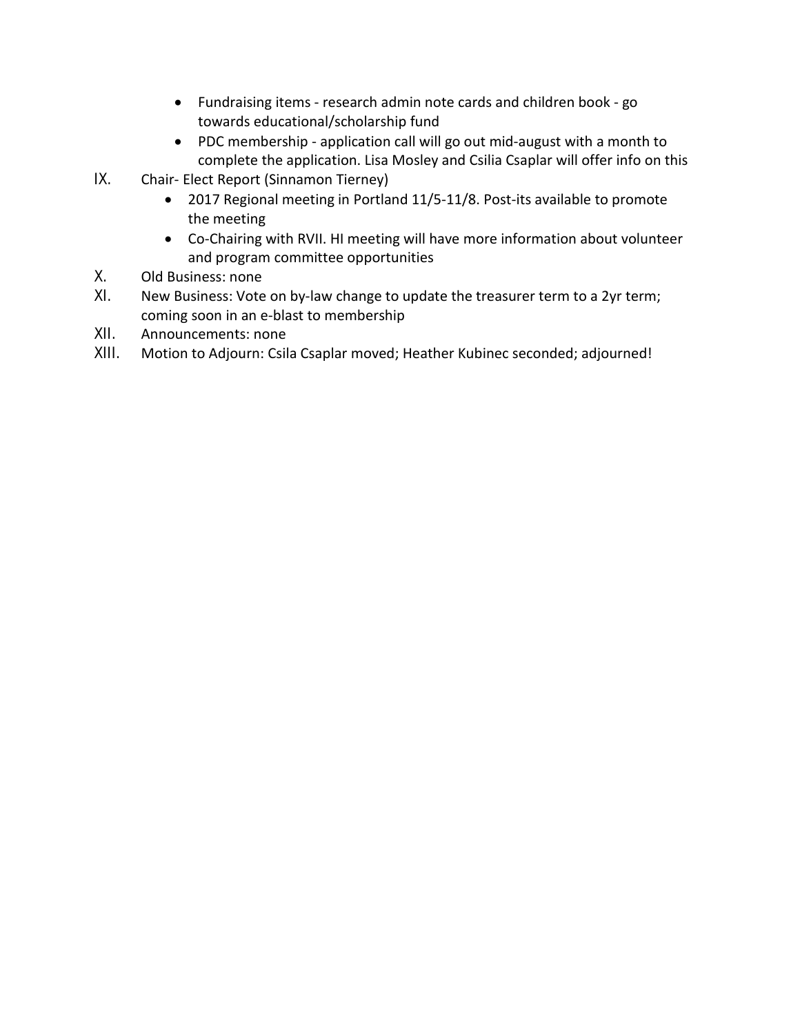- Fundraising items - research admin note cards and children book - go towards educational/scholarship fund
- PDC membership - application call will go out mid-august with a month to complete the application. Lisa Mosley and Csilia Csaplar will offer info on this

IX. Chair- Elect Report (Sinnamon Tierney)
   - 2017 Regional meeting in Portland 11/5-11/8. Post-its available to promote the meeting
   - Co-Chairing with RVII. HI meeting will have more information about volunteer and program committee opportunities

X. Old Business: none

XI. New Business: Vote on by-law change to update the treasurer term to a 2yr term; coming soon in an e-blast to membership

XII. Announcements: none

XIII. Motion to Adjourn: Csila Csaplar moved; Heather Kubinec seconded; adjourned!